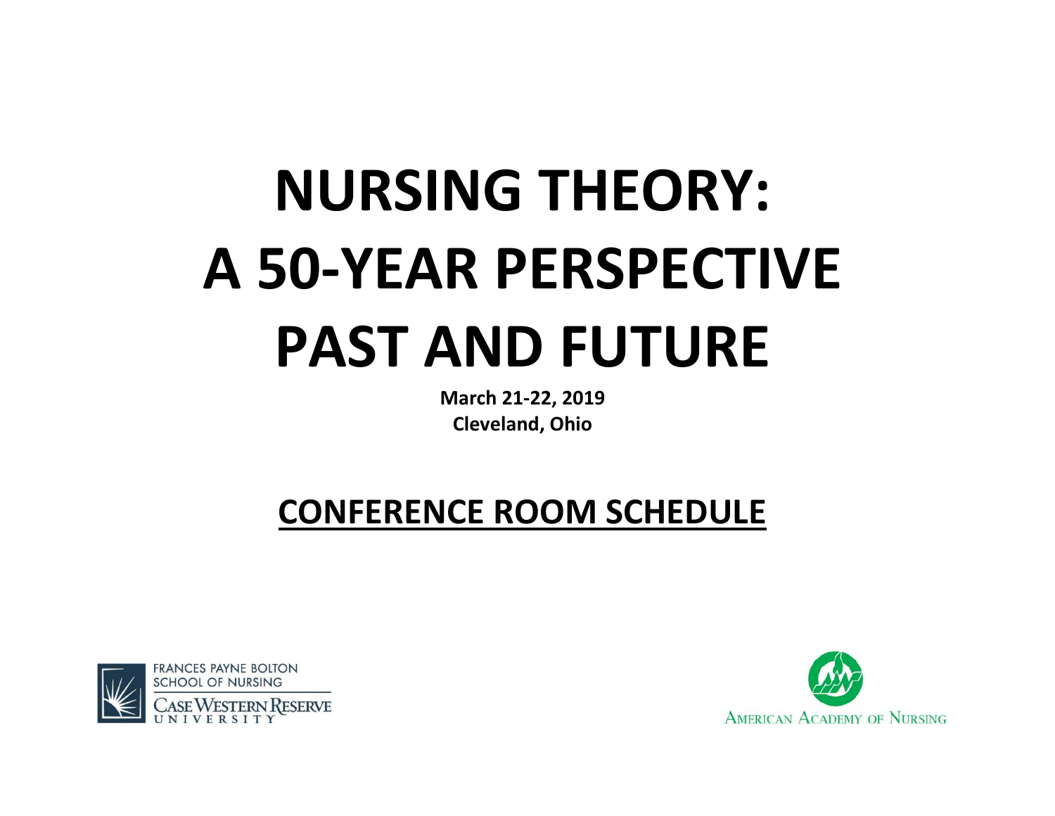# NURSING THEORY: A 50-YEAR PERSPECTIVE PAST AND FUTURE

**March 21-22, 2019**
**Cleveland, Ohio**

## CONFERENCE ROOM SCHEDULE

FRANCES PAYNE BOLTON SCHOOL OF NURSING
CASE WESTERN RESERVE UNIVERSITY

AMERICAN ACADEMY OF NURSING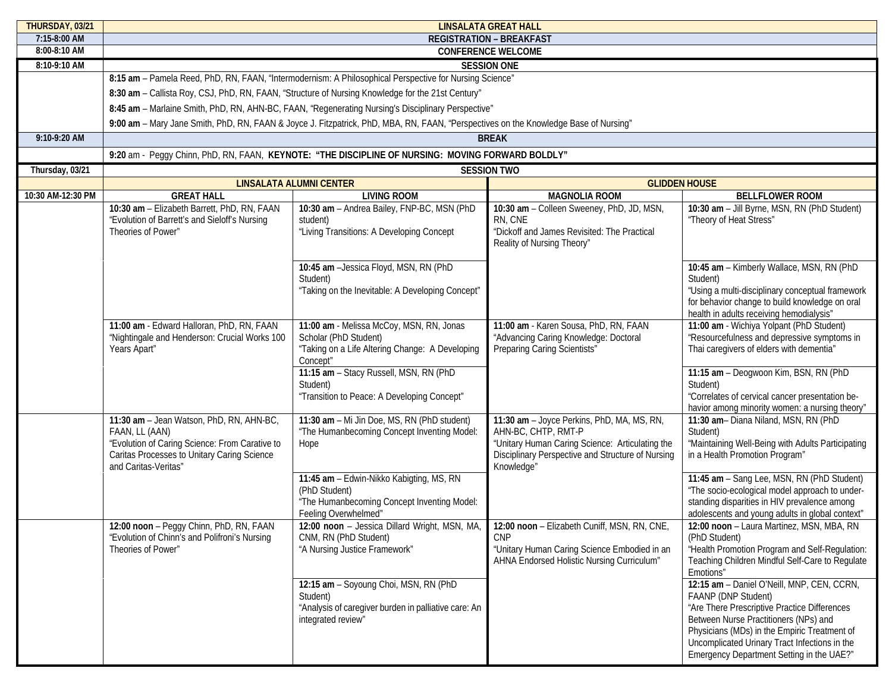| THURSDAY, 03/21 | LINSALATA GREAT HALL | | | |
|---|---|---|---|---|
| 7:15-8:00 AM | REGISTRATION – BREAKFAST | | | |
| 8:00-8:10 AM | CONFERENCE WELCOME | | | |
| 8:10-9:10 AM | SESSION ONE | | | |
| | **8:15 am** – Pamela Reed, PhD, RN, FAAN, "Intermodernism: A Philosophical Perspective for Nursing Science" | | | |
| | **8:30 am** – Callista Roy, CSJ, PhD, RN, FAAN, "Structure of Nursing Knowledge for the 21st Century" | | | |
| | **8:45 am** – Marlaine Smith, PhD, RN, AHN-BC, FAAN, "Regenerating Nursing's Disciplinary Perspective" | | | |
| | **9:00 am** – Mary Jane Smith, PhD, RN, FAAN & Joyce J. Fitzpatrick, PhD, MBA, RN, FAAN, "Perspectives on the Knowledge Base of Nursing" | | | |
| 9:10-9:20 AM | BREAK | | | |
| | **9:20** am - Peggy Chinn, PhD, RN, FAAN, **KEYNOTE: "THE DISCIPLINE OF NURSING: MOVING FORWARD BOLDLY"** | | | |
| Thursday, 03/21 | SESSION TWO | | | |
| | LINSALATA ALUMNI CENTER | | GLIDDEN HOUSE | |
| 10:30 AM-12:30 PM | GREAT HALL | LIVING ROOM | MAGNOLIA ROOM | BELLFLOWER ROOM |
| | **10:30 am** – Elizabeth Barrett, PhD, RN, FAAN "Evolution of Barrett's and Sieloff's Nursing Theories of Power" | **10:30 am** – Andrea Bailey, FNP-BC, MSN (PhD student) "Living Transitions: A Developing Concept | **10:30 am** – Colleen Sweeney, PhD, JD, MSN, RN, CNE "Dickoff and James Revisited: The Practical Reality of Nursing Theory" | **10:30 am** – Jill Byrne, MSN, RN (PhD Student) "Theory of Heat Stress" |
| | | **10:45 am** –Jessica Floyd, MSN, RN (PhD Student) "Taking on the Inevitable: A Developing Concept" | | **10:45 am** – Kimberly Wallace, MSN, RN (PhD Student) "Using a multi-disciplinary conceptual framework for behavior change to build knowledge on oral health in adults receiving hemodialysis" |
| | **11:00 am** - Edward Halloran, PhD, RN, FAAN "Nightingale and Henderson: Crucial Works 100 Years Apart" | **11:00 am** - Melissa McCoy, MSN, RN, Jonas Scholar (PhD Student) "Taking on a Life Altering Change: A Developing Concept" | **11:00 am** - Karen Sousa, PhD, RN, FAAN "Advancing Caring Knowledge: Doctoral Preparing Caring Scientists" | **11:00 am** - Wichiya Yolpant (PhD Student) "Resourcefulness and depressive symptoms in Thai caregivers of elders with dementia" |
| | | **11:15 am** – Stacy Russell, MSN, RN (PhD Student) "Transition to Peace: A Developing Concept" | | **11:15 am** – Deogwoon Kim, BSN, RN (PhD Student) "Correlates of cervical cancer presentation be-havior among minority women: a nursing theory" |
| | **11:30 am** – Jean Watson, PhD, RN, AHN-BC, FAAN, LL (AAN) "Evolution of Caring Science: From Carative to Caritas Processes to Unitary Caring Science and Caritas-Veritas" | **11:30 am** – Mi Jin Doe, MS, RN (PhD student) "The Humanbecoming Concept Inventing Model: Hope | **11:30 am** – Joyce Perkins, PhD, MA, MS, RN, AHN-BC, CHTP, RMT-P "Unitary Human Caring Science: Articulating the Disciplinary Perspective and Structure of Nursing Knowledge" | **11:30 am**– Diana Niland, MSN, RN (PhD Student) "Maintaining Well-Being with Adults Participating in a Health Promotion Program" |
| | | **11:45 am** – Edwin-Nikko Kabigting, MS, RN (PhD Student) "The Humanbecoming Concept Inventing Model: Feeling Overwhelmed" | | **11:45 am** – Sang Lee, MSN, RN (PhD Student) "The socio-ecological model approach to under-standing disparities in HIV prevalence among adolescents and young adults in global context" |
| | **12:00 noon** – Peggy Chinn, PhD, RN, FAAN "Evolution of Chinn's and Polifroni's Nursing Theories of Power" | **12:00 noon** – Jessica Dillard Wright, MSN, MA, CNM, RN (PhD Student) "A Nursing Justice Framework" | **12:00 noon** – Elizabeth Cuniff, MSN, RN, CNE, CNP "Unitary Human Caring Science Embodied in an AHNA Endorsed Holistic Nursing Curriculum" | **12:00 noon** – Laura Martinez, MSN, MBA, RN (PhD Student) "Health Promotion Program and Self-Regulation: Teaching Children Mindful Self-Care to Regulate Emotions" |
| | | **12:15 am** – Soyoung Choi, MSN, RN (PhD Student) "Analysis of caregiver burden in palliative care: An integrated review" | | **12:15 am** – Daniel O'Neill, MNP, CEN, CCRN, FAANP (DNP Student) "Are There Prescriptive Practice Differences Between Nurse Practitioners (NPs) and Physicians (MDs) in the Empiric Treatment of Uncomplicated Urinary Tract Infections in the Emergency Department Setting in the UAE?" |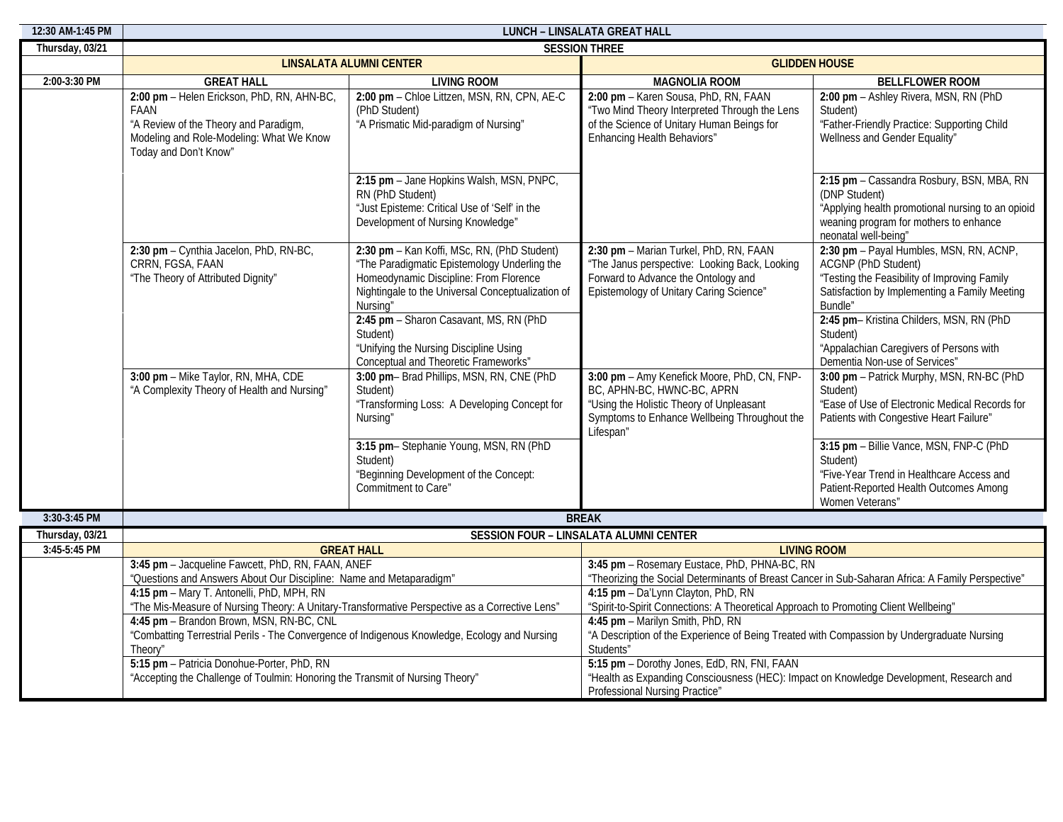| 12:30 AM-1:45 PM | LUNCH – LINSALATA GREAT HALL | | | |
|---|---|---|---|---|
| **Thursday, 03/21** | **SESSION THREE** | | | |
| | **LINSALATA ALUMNI CENTER** | | **GLIDDEN HOUSE** | |
| **2:00-3:30 PM** | **GREAT HALL** | **LIVING ROOM** | **MAGNOLIA ROOM** | **BELLFLOWER ROOM** |
| | **2:00 pm** – Helen Erickson, PhD, RN, AHN-BC, FAAN<br>"A Review of the Theory and Paradigm, Modeling and Role-Modeling: What We Know Today and Don't Know" | **2:00 pm** – Chloe Littzen, MSN, RN, CPN, AE-C (PhD Student)<br>"A Prismatic Mid-paradigm of Nursing" | **2:00 pm** – Karen Sousa, PhD, RN, FAAN<br>"Two Mind Theory Interpreted Through the Lens of the Science of Unitary Human Beings for Enhancing Health Behaviors" | **2:00 pm** – Ashley Rivera, MSN, RN (PhD Student)<br>"Father-Friendly Practice: Supporting Child Wellness and Gender Equality" |
| | | **2:15 pm** – Jane Hopkins Walsh, MSN, PNPC, RN (PhD Student)<br>"Just Episteme: Critical Use of 'Self' in the Development of Nursing Knowledge" | | **2:15 pm** – Cassandra Rosbury, BSN, MBA, RN (DNP Student)<br>"Applying health promotional nursing to an opioid weaning program for mothers to enhance neonatal well-being" |
| | **2:30 pm** – Cynthia Jacelon, PhD, RN-BC, CRRN, FGSA, FAAN<br>"The Theory of Attributed Dignity" | **2:30 pm** – Kan Koffi, MSc, RN, (PhD Student)<br>"The Paradigmatic Epistemology Underling the Homeodynamic Discipline: From Florence Nightingale to the Universal Conceptualization of Nursing" | **2:30 pm** – Marian Turkel, PhD, RN, FAAN<br>"The Janus perspective: Looking Back, Looking Forward to Advance the Ontology and Epistemology of Unitary Caring Science" | **2:30 pm** – Payal Humbles, MSN, RN, ACNP, ACGNP (PhD Student)<br>"Testing the Feasibility of Improving Family Satisfaction by Implementing a Family Meeting Bundle" |
| | | **2:45 pm** – Sharon Casavant, MS, RN (PhD Student)<br>"Unifying the Nursing Discipline Using Conceptual and Theoretic Frameworks" | | **2:45 pm**– Kristina Childers, MSN, RN (PhD Student)<br>"Appalachian Caregivers of Persons with Dementia Non-use of Services" |
| | **3:00 pm** – Mike Taylor, RN, MHA, CDE<br>"A Complexity Theory of Health and Nursing" | **3:00 pm**– Brad Phillips, MSN, RN, CNE (PhD Student)<br>"Transforming Loss: A Developing Concept for Nursing" | **3:00 pm** – Amy Kenefick Moore, PhD, CN, FNP-BC, APHN-BC, HWNC-BC, APRN<br>"Using the Holistic Theory of Unpleasant Symptoms to Enhance Wellbeing Throughout the Lifespan" | **3:00 pm** – Patrick Murphy, MSN, RN-BC (PhD Student)<br>"Ease of Use of Electronic Medical Records for Patients with Congestive Heart Failure" |
| | | **3:15 pm**– Stephanie Young, MSN, RN (PhD Student)<br>"Beginning Development of the Concept: Commitment to Care" | | **3:15 pm** – Billie Vance, MSN, FNP-C (PhD Student)<br>"Five-Year Trend in Healthcare Access and Patient-Reported Health Outcomes Among Women Veterans" |
| **3:30-3:45 PM** | **BREAK** | | | |

| **Thursday, 03/21** | **SESSION FOUR – LINSALATA ALUMNI CENTER** | |
|---|---|---|
| **3:45-5:45 PM** | **GREAT HALL** | **LIVING ROOM** |
| | **3:45 pm** – Jacqueline Fawcett, PhD, RN, FAAN, ANEF<br>"Questions and Answers About Our Discipline: Name and Metaparadigm" | **3:45 pm** – Rosemary Eustace, PhD, PHNA-BC, RN<br>"Theorizing the Social Determinants of Breast Cancer in Sub-Saharan Africa: A Family Perspective" |
| | **4:15 pm** – Mary T. Antonelli, PhD, MPH, RN<br>"The Mis-Measure of Nursing Theory: A Unitary-Transformative Perspective as a Corrective Lens" | **4:15 pm** – Da'Lynn Clayton, PhD, RN<br>"Spirit-to-Spirit Connections: A Theoretical Approach to Promoting Client Wellbeing" |
| | **4:45 pm** – Brandon Brown, MSN, RN-BC, CNL<br>"Combatting Terrestrial Perils - The Convergence of Indigenous Knowledge, Ecology and Nursing Theory" | **4:45 pm** – Marilyn Smith, PhD, RN<br>"A Description of the Experience of Being Treated with Compassion by Undergraduate Nursing Students" |
| | **5:15 pm** – Patricia Donohue-Porter, PhD, RN<br>"Accepting the Challenge of Toulmin: Honoring the Transmit of Nursing Theory" | **5:15 pm** – Dorothy Jones, EdD, RN, FNI, FAAN<br>"Health as Expanding Consciousness (HEC): Impact on Knowledge Development, Research and Professional Nursing Practice" |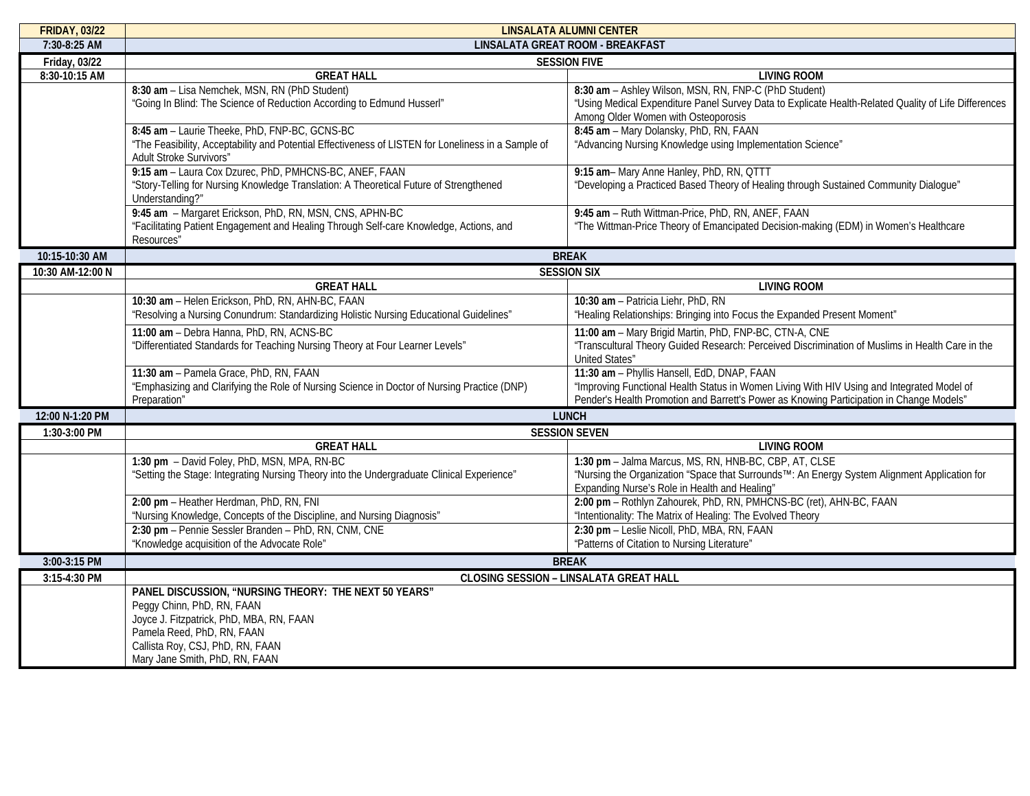| FRIDAY, 03/22 | LINSALATA ALUMNI CENTER | |
|---|---|---|
| 7:30-8:25 AM | LINSALATA GREAT ROOM - BREAKFAST | |
| Friday, 03/22 | SESSION FIVE | |
| 8:30-10:15 AM | GREAT HALL | LIVING ROOM |
| | **8:30 am** – Lisa Nemchek, MSN, RN (PhD Student) "Going In Blind: The Science of Reduction According to Edmund Husserl" | **8:30 am** – Ashley Wilson, MSN, RN, FNP-C (PhD Student) "Using Medical Expenditure Panel Survey Data to Explicate Health-Related Quality of Life Differences Among Older Women with Osteoporosis |
| | **8:45 am** – Laurie Theeke, PhD, FNP-BC, GCNS-BC "The Feasibility, Acceptability and Potential Effectiveness of LISTEN for Loneliness in a Sample of Adult Stroke Survivors" | **8:45 am** – Mary Dolansky, PhD, RN, FAAN "Advancing Nursing Knowledge using Implementation Science" |
| | **9:15 am** – Laura Cox Dzurec, PhD, PMHCNS-BC, ANEF, FAAN "Story-Telling for Nursing Knowledge Translation: A Theoretical Future of Strengthened Understanding?" | **9:15 am**– Mary Anne Hanley, PhD, RN, QTTT "Developing a Practiced Based Theory of Healing through Sustained Community Dialogue" |
| | **9:45 am** – Margaret Erickson, PhD, RN, MSN, CNS, APHN-BC "Facilitating Patient Engagement and Healing Through Self-care Knowledge, Actions, and Resources" | **9:45 am** – Ruth Wittman-Price, PhD, RN, ANEF, FAAN "The Wittman-Price Theory of Emancipated Decision-making (EDM) in Women's Healthcare |
| 10:15-10:30 AM | BREAK | |
| 10:30 AM-12:00 N | SESSION SIX | |
| | GREAT HALL | LIVING ROOM |
| | **10:30 am** – Helen Erickson, PhD, RN, AHN-BC, FAAN "Resolving a Nursing Conundrum: Standardizing Holistic Nursing Educational Guidelines" | **10:30 am** – Patricia Liehr, PhD, RN "Healing Relationships: Bringing into Focus the Expanded Present Moment" |
| | **11:00 am** – Debra Hanna, PhD, RN, ACNS-BC "Differentiated Standards for Teaching Nursing Theory at Four Learner Levels" | **11:00 am** – Mary Brigid Martin, PhD, FNP-BC, CTN-A, CNE "Transcultural Theory Guided Research: Perceived Discrimination of Muslims in Health Care in the United States" |
| | **11:30 am** – Pamela Grace, PhD, RN, FAAN "Emphasizing and Clarifying the Role of Nursing Science in Doctor of Nursing Practice (DNP) Preparation" | **11:30 am** – Phyllis Hansell, EdD, DNAP, FAAN "Improving Functional Health Status in Women Living With HIV Using and Integrated Model of Pender's Health Promotion and Barrett's Power as Knowing Participation in Change Models" |
| 12:00 N-1:20 PM | LUNCH | |
| 1:30-3:00 PM | SESSION SEVEN | |
| | GREAT HALL | LIVING ROOM |
| | **1:30 pm** – David Foley, PhD, MSN, MPA, RN-BC "Setting the Stage: Integrating Nursing Theory into the Undergraduate Clinical Experience" | **1:30 pm** – Jalma Marcus, MS, RN, HNB-BC, CBP, AT, CLSE "Nursing the Organization "Space that Surrounds™: An Energy System Alignment Application for Expanding Nurse's Role in Health and Healing" |
| | **2:00 pm** – Heather Herdman, PhD, RN, FNI "Nursing Knowledge, Concepts of the Discipline, and Nursing Diagnosis" | **2:00 pm** – Rothlyn Zahourek, PhD, RN, PMHCNS-BC (ret), AHN-BC, FAAN "Intentionality: The Matrix of Healing: The Evolved Theory |
| | **2:30 pm** – Pennie Sessler Branden – PhD, RN, CNM, CNE "Knowledge acquisition of the Advocate Role" | **2:30 pm** – Leslie Nicoll, PhD, MBA, RN, FAAN "Patterns of Citation to Nursing Literature" |
| 3:00-3:15 PM | BREAK | |
| 3:15-4:30 PM | CLOSING SESSION – LINSALATA GREAT HALL | |
| | **PANEL DISCUSSION, "NURSING THEORY: THE NEXT 50 YEARS"** Peggy Chinn, PhD, RN, FAAN Joyce J. Fitzpatrick, PhD, MBA, RN, FAAN Pamela Reed, PhD, RN, FAAN Callista Roy, CSJ, PhD, RN, FAAN Mary Jane Smith, PhD, RN, FAAN | |